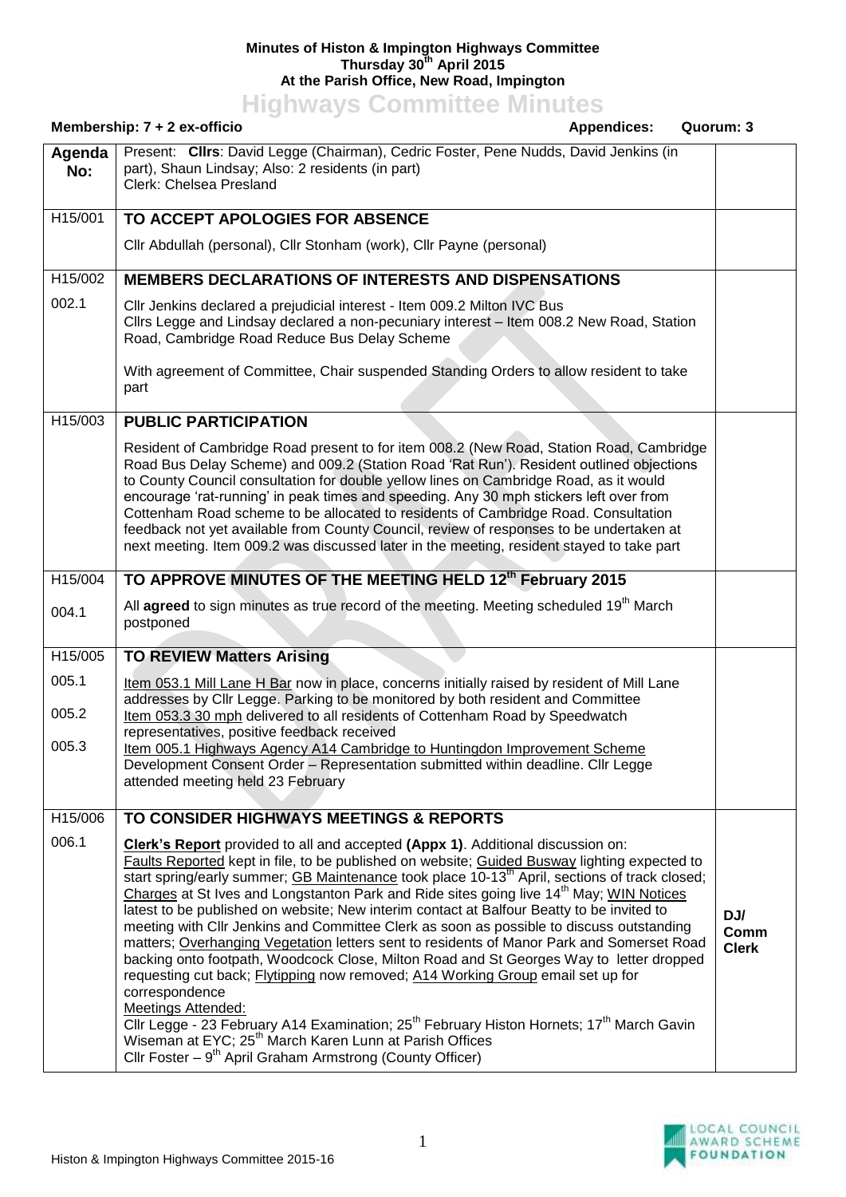**Minutes of Histon & Impington Highways Committee**
**Thursday 30th April 2015**
**At the Parish Office, New Road, Impington**

# Highways Committee Minutes

**Membership: 7 + 2 ex-officio** **Appendices:** **Quorum: 3**

| Agenda No: | | |
|---|---|---|
| | Present: **Cllrs**: David Legge (Chairman), Cedric Foster, Pene Nudds, David Jenkins (in part), Shaun Lindsay; Also: 2 residents (in part)<br>Clerk: Chelsea Presland | |
| H15/001 | **TO ACCEPT APOLOGIES FOR ABSENCE** | |
| | Cllr Abdullah (personal), Cllr Stonham (work), Cllr Payne (personal) | |
| H15/002 | **MEMBERS DECLARATIONS OF INTERESTS AND DISPENSATIONS** | |
| 002.1 | Cllr Jenkins declared a prejudicial interest - Item 009.2 Milton IVC Bus<br>Cllrs Legge and Lindsay declared a non-pecuniary interest – Item 008.2 New Road, Station Road, Cambridge Road Reduce Bus Delay Scheme<br><br>With agreement of Committee, Chair suspended Standing Orders to allow resident to take part | |
| H15/003 | **PUBLIC PARTICIPATION** | |
| | Resident of Cambridge Road present to for item 008.2 (New Road, Station Road, Cambridge Road Bus Delay Scheme) and 009.2 (Station Road 'Rat Run'). Resident outlined objections to County Council consultation for double yellow lines on Cambridge Road, as it would encourage 'rat-running' in peak times and speeding. Any 30 mph stickers left over from Cottenham Road scheme to be allocated to residents of Cambridge Road. Consultation feedback not yet available from County Council, review of responses to be undertaken at next meeting. Item 009.2 was discussed later in the meeting, resident stayed to take part | |
| H15/004 | **TO APPROVE MINUTES OF THE MEETING HELD 12th February 2015** | |
| 004.1 | All **agreed** to sign minutes as true record of the meeting. Meeting scheduled 19th March postponed | |
| H15/005 | **TO REVIEW Matters Arising** | |
| 005.1 | Item 053.1 Mill Lane H Bar now in place, concerns initially raised by resident of Mill Lane addresses by Cllr Legge. Parking to be monitored by both resident and Committee | |
| 005.2 | Item 053.3 30 mph delivered to all residents of Cottenham Road by Speedwatch representatives, positive feedback received | |
| 005.3 | Item 005.1 Highways Agency A14 Cambridge to Huntingdon Improvement Scheme Development Consent Order – Representation submitted within deadline. Cllr Legge attended meeting held 23 February | |
| H15/006 | **TO CONSIDER HIGHWAYS MEETINGS & REPORTS** | |
| 006.1 | **Clerk's Report** provided to all and accepted **(Appx 1)**. Additional discussion on: Faults Reported kept in file, to be published on website; Guided Busway lighting expected to start spring/early summer; GB Maintenance took place 10-13th April, sections of track closed; Charges at St Ives and Longstanton Park and Ride sites going live 14th May; WIN Notices latest to be published on website; New interim contact at Balfour Beatty to be invited to meeting with Cllr Jenkins and Committee Clerk as soon as possible to discuss outstanding matters; Overhanging Vegetation letters sent to residents of Manor Park and Somerset Road backing onto footpath, Woodcock Close, Milton Road and St Georges Way to letter dropped requesting cut back; Flytipping now removed; A14 Working Group email set up for correspondence<br>Meetings Attended:<br>Cllr Legge - 23 February A14 Examination; 25th February Histon Hornets; 17th March Gavin Wiseman at EYC; 25th March Karen Lunn at Parish Offices<br>Cllr Foster – 9th April Graham Armstrong (County Officer) | **DJ/ Comm Clerk** |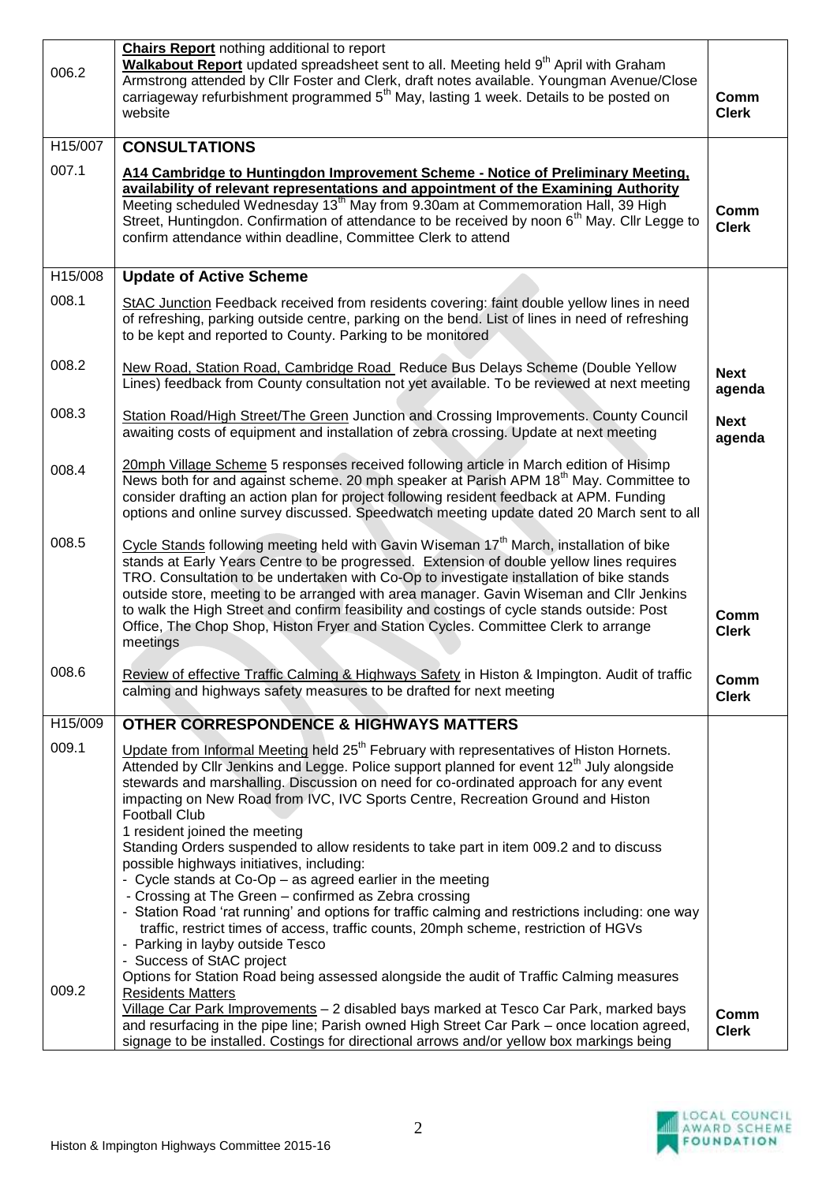| | | |
|---|---|---|
| 006.2 | **Chairs Report** nothing additional to report<br>**Walkabout Report** updated spreadsheet sent to all. Meeting held 9th April with Graham Armstrong attended by Cllr Foster and Clerk, draft notes available. Youngman Avenue/Close carriageway refurbishment programmed 5th May, lasting 1 week. Details to be posted on website | **Comm Clerk** |
| H15/007 | **CONSULTATIONS** | |
| 007.1 | **A14 Cambridge to Huntingdon Improvement Scheme - Notice of Preliminary Meeting, availability of relevant representations and appointment of the Examining Authority**<br>Meeting scheduled Wednesday 13th May from 9.30am at Commemoration Hall, 39 High Street, Huntingdon. Confirmation of attendance to be received by noon 6th May. Cllr Legge to confirm attendance within deadline, Committee Clerk to attend | **Comm Clerk** |
| H15/008 | **Update of Active Scheme** | |
| 008.1 | StAC Junction Feedback received from residents covering: faint double yellow lines in need of refreshing, parking outside centre, parking on the bend. List of lines in need of refreshing to be kept and reported to County. Parking to be monitored | |
| 008.2 | New Road, Station Road, Cambridge Road Reduce Bus Delays Scheme (Double Yellow Lines) feedback from County consultation not yet available. To be reviewed at next meeting | **Next agenda** |
| 008.3 | Station Road/High Street/The Green Junction and Crossing Improvements. County Council awaiting costs of equipment and installation of zebra crossing. Update at next meeting | **Next agenda** |
| 008.4 | 20mph Village Scheme 5 responses received following article in March edition of Hisimp News both for and against scheme. 20 mph speaker at Parish APM 18th May. Committee to consider drafting an action plan for project following resident feedback at APM. Funding options and online survey discussed. Speedwatch meeting update dated 20 March sent to all | |
| 008.5 | Cycle Stands following meeting held with Gavin Wiseman 17th March, installation of bike stands at Early Years Centre to be progressed. Extension of double yellow lines requires TRO. Consultation to be undertaken with Co-Op to investigate installation of bike stands outside store, meeting to be arranged with area manager. Gavin Wiseman and Cllr Jenkins to walk the High Street and confirm feasibility and costings of cycle stands outside: Post Office, The Chop Shop, Histon Fryer and Station Cycles. Committee Clerk to arrange meetings | **Comm Clerk** |
| 008.6 | Review of effective Traffic Calming & Highways Safety in Histon & Impington. Audit of traffic calming and highways safety measures to be drafted for next meeting | **Comm Clerk** |
| H15/009 | **OTHER CORRESPONDENCE & HIGHWAYS MATTERS** | |
| 009.1 | Update from Informal Meeting held 25th February with representatives of Histon Hornets. Attended by Cllr Jenkins and Legge. Police support planned for event 12th July alongside stewards and marshalling. Discussion on need for co-ordinated approach for any event impacting on New Road from IVC, IVC Sports Centre, Recreation Ground and Histon Football Club<br>1 resident joined the meeting<br>Standing Orders suspended to allow residents to take part in item 009.2 and to discuss possible highways initiatives, including:<br>- Cycle stands at Co-Op – as agreed earlier in the meeting<br>- Crossing at The Green – confirmed as Zebra crossing<br>- Station Road 'rat running' and options for traffic calming and restrictions including: one way traffic, restrict times of access, traffic counts, 20mph scheme, restriction of HGVs<br>- Parking in layby outside Tesco<br>- Success of StAC project<br>Options for Station Road being assessed alongside the audit of Traffic Calming measures | |
| 009.2 | Residents Matters<br>Village Car Park Improvements – 2 disabled bays marked at Tesco Car Park, marked bays and resurfacing in the pipe line; Parish owned High Street Car Park – once location agreed, signage to be installed. Costings for directional arrows and/or yellow box markings being | **Comm Clerk** |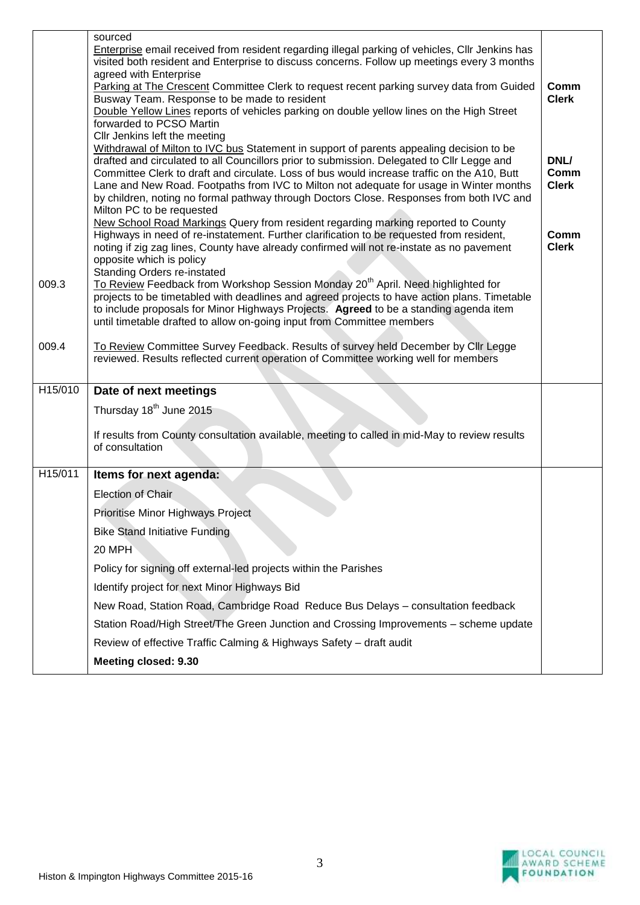| | | |
|---|---|---|
| | sourced<br>Enterprise email received from resident regarding illegal parking of vehicles, Cllr Jenkins has visited both resident and Enterprise to discuss concerns. Follow up meetings every 3 months agreed with Enterprise<br>Parking at The Crescent Committee Clerk to request recent parking survey data from Guided Busway Team. Response to be made to resident<br>Double Yellow Lines reports of vehicles parking on double yellow lines on the High Street forwarded to PCSO Martin<br>Cllr Jenkins left the meeting<br>Withdrawal of Milton to IVC bus Statement in support of parents appealing decision to be drafted and circulated to all Councillors prior to submission. Delegated to Cllr Legge and Committee Clerk to draft and circulate. Loss of bus would increase traffic on the A10, Butt Lane and New Road. Footpaths from IVC to Milton not adequate for usage in Winter months by children, noting no formal pathway through Doctors Close. Responses from both IVC and Milton PC to be requested<br>New School Road Markings Query from resident regarding marking reported to County Highways in need of re-instatement. Further clarification to be requested from resident, noting if zig zag lines, County have already confirmed will not re-instate as no pavement opposite which is policy<br>Standing Orders re-instated | **Comm Clerk**<br><br>**DNL/ Comm Clerk**<br><br>**Comm Clerk** |
| 009.3 | To Review Feedback from Workshop Session Monday 20th April. Need highlighted for projects to be timetabled with deadlines and agreed projects to have action plans. Timetable to include proposals for Minor Highways Projects. **Agreed** to be a standing agenda item until timetable drafted to allow on-going input from Committee members | |
| 009.4 | To Review Committee Survey Feedback. Results of survey held December by Cllr Legge reviewed. Results reflected current operation of Committee working well for members | |
| H15/010 | **Date of next meetings**<br>Thursday 18th June 2015<br><br>If results from County consultation available, meeting to called in mid-May to review results of consultation | |
| H15/011 | **Items for next agenda:**<br>Election of Chair<br>Prioritise Minor Highways Project<br>Bike Stand Initiative Funding<br>20 MPH<br>Policy for signing off external-led projects within the Parishes<br>Identify project for next Minor Highways Bid<br>New Road, Station Road, Cambridge Road Reduce Bus Delays – consultation feedback<br>Station Road/High Street/The Green Junction and Crossing Improvements – scheme update<br>Review of effective Traffic Calming & Highways Safety – draft audit<br>**Meeting closed: 9.30** | |